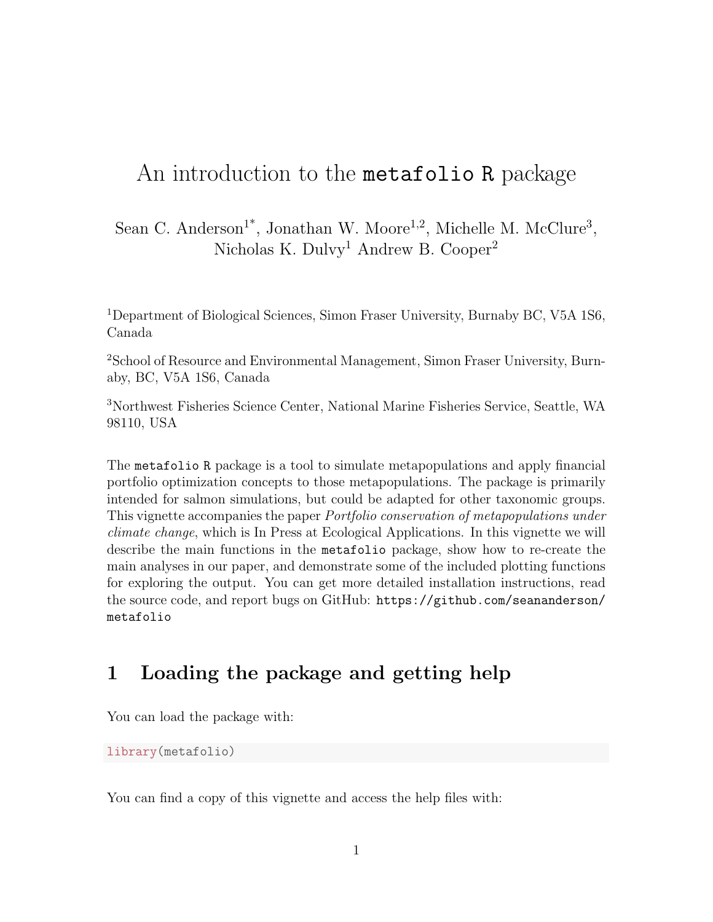# An introduction to the `metafolio R` package

Sean C. Anderson[1*], Jonathan W. Moore[1,2], Michelle M. McClure[3], Nicholas K. Dulvy[1] Andrew B. Cooper[2]

[1]Department of Biological Sciences, Simon Fraser University, Burnaby BC, V5A 1S6, Canada

[2]School of Resource and Environmental Management, Simon Fraser University, Burnaby, BC, V5A 1S6, Canada

[3]Northwest Fisheries Science Center, National Marine Fisheries Service, Seattle, WA 98110, USA

The `metafolio R` package is a tool to simulate metapopulations and apply financial portfolio optimization concepts to those metapopulations. The package is primarily intended for salmon simulations, but could be adapted for other taxonomic groups. This vignette accompanies the paper *Portfolio conservation of metapopulations under climate change*, which is In Press at Ecological Applications. In this vignette we will describe the main functions in the `metafolio` package, show how to re-create the main analyses in our paper, and demonstrate some of the included plotting functions for exploring the output. You can get more detailed installation instructions, read the source code, and report bugs on GitHub: `https://github.com/seananderson/metafolio`

## 1 Loading the package and getting help

You can load the package with:

```
library(metafolio)
```

You can find a copy of this vignette and access the help files with: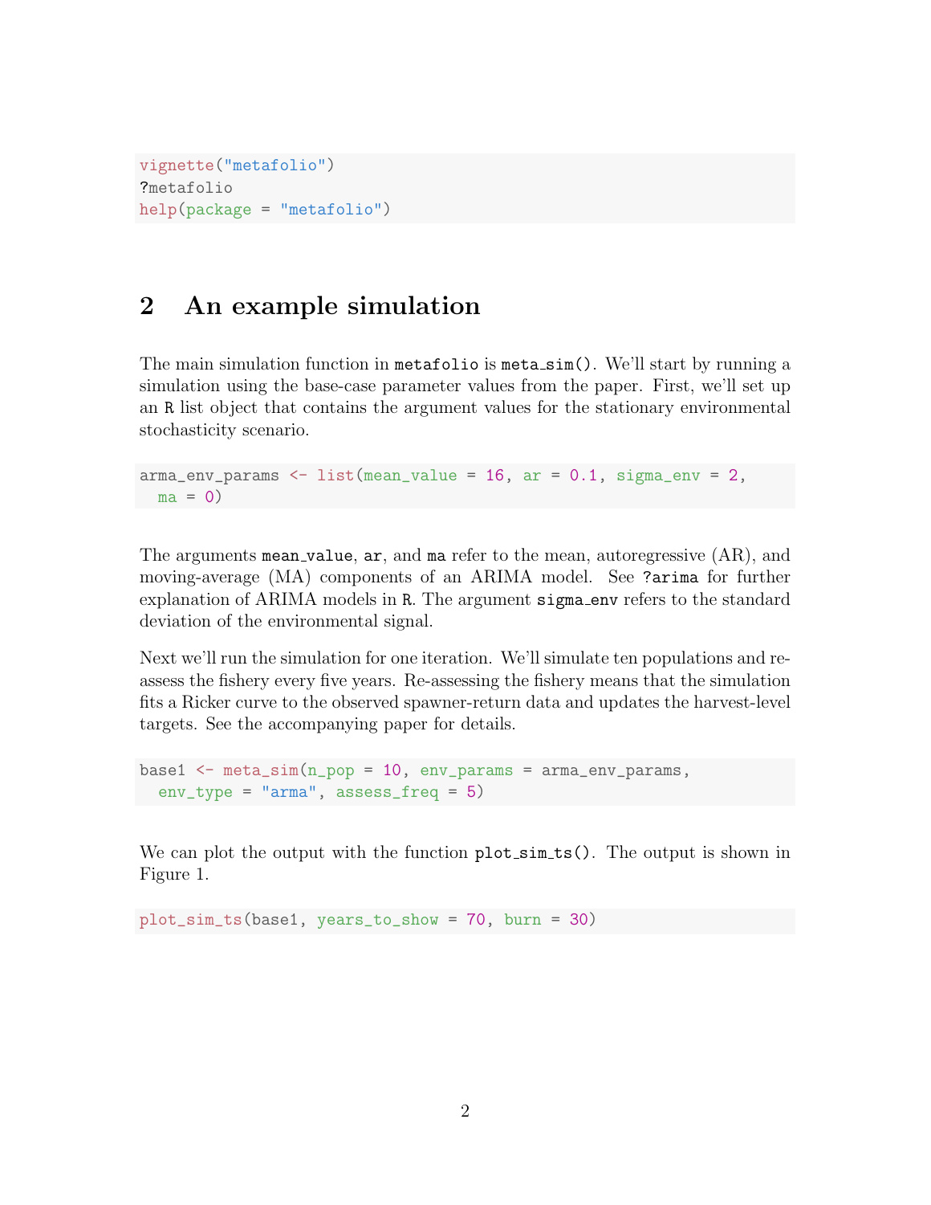```r
vignette("metafolio")
?metafolio
help(package = "metafolio")
```

## 2 An example simulation

The main simulation function in `metafolio` is `meta_sim()`. We'll start by running a simulation using the base-case parameter values from the paper. First, we'll set up an R list object that contains the argument values for the stationary environmental stochasticity scenario.

```r
arma_env_params <- list(mean_value = 16, ar = 0.1, sigma_env = 2,
  ma = 0)
```

The arguments `mean_value`, `ar`, and `ma` refer to the mean, autoregressive (AR), and moving-average (MA) components of an ARIMA model. See `?arima` for further explanation of ARIMA models in R. The argument `sigma_env` refers to the standard deviation of the environmental signal.

Next we'll run the simulation for one iteration. We'll simulate ten populations and re-assess the fishery every five years. Re-assessing the fishery means that the simulation fits a Ricker curve to the observed spawner-return data and updates the harvest-level targets. See the accompanying paper for details.

```r
base1 <- meta_sim(n_pop = 10, env_params = arma_env_params,
  env_type = "arma", assess_freq = 5)
```

We can plot the output with the function `plot_sim_ts()`. The output is shown in Figure 1.

```r
plot_sim_ts(base1, years_to_show = 70, burn = 30)
```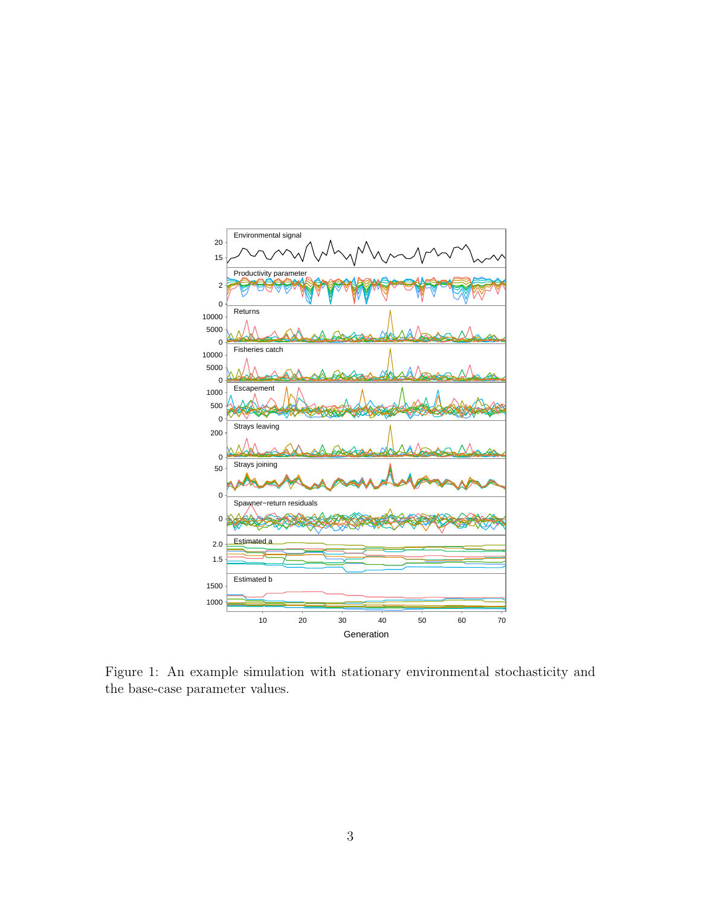Figure 1: An example simulation with stationary environmental stochasticity and the base-case parameter values.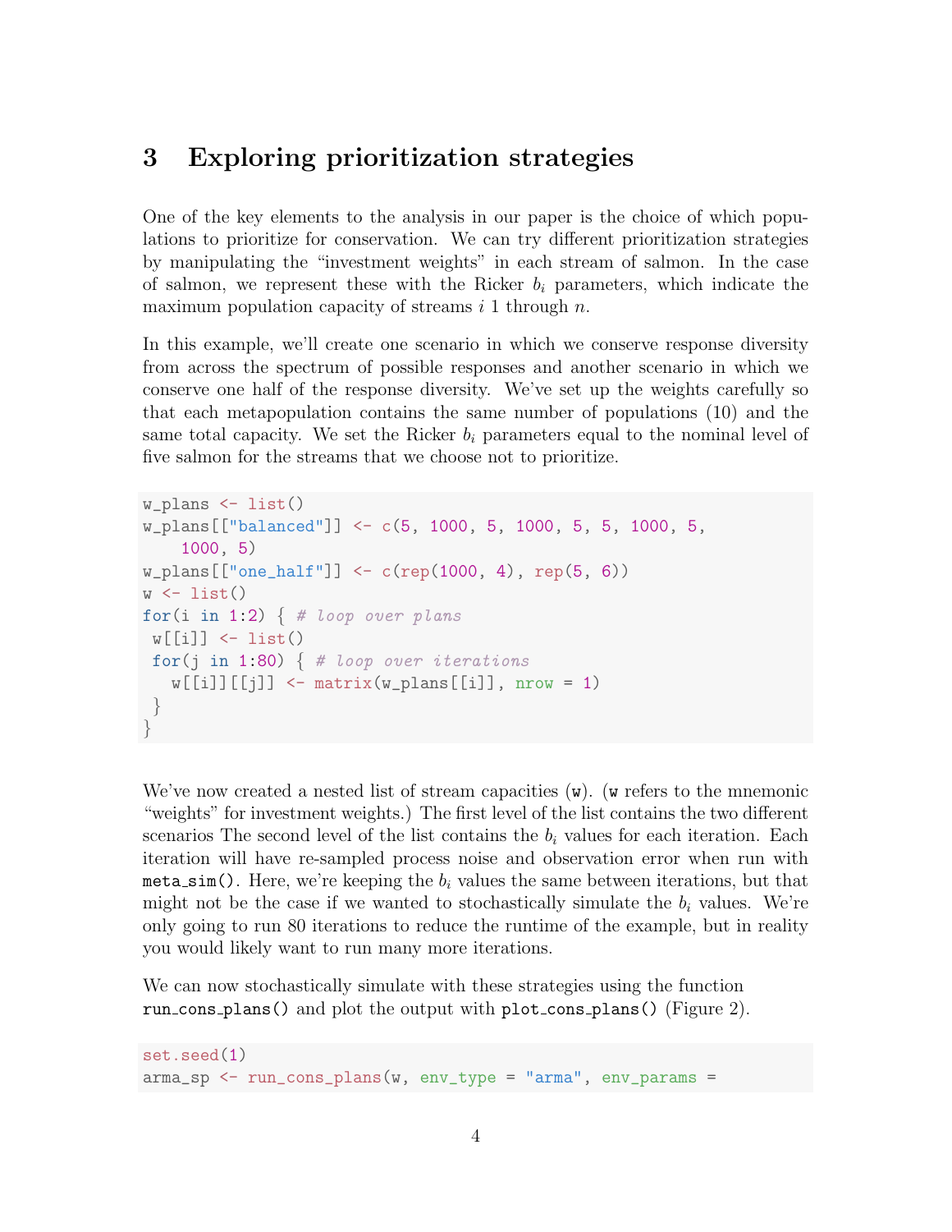## 3 Exploring prioritization strategies

One of the key elements to the analysis in our paper is the choice of which populations to prioritize for conservation. We can try different prioritization strategies by manipulating the "investment weights" in each stream of salmon. In the case of salmon, we represent these with the Ricker $b_i$ parameters, which indicate the maximum population capacity of streams $i$ 1 through $n$.

In this example, we'll create one scenario in which we conserve response diversity from across the spectrum of possible responses and another scenario in which we conserve one half of the response diversity. We've set up the weights carefully so that each metapopulation contains the same number of populations (10) and the same total capacity. We set the Ricker $b_i$ parameters equal to the nominal level of five salmon for the streams that we choose not to prioritize.

```
w_plans <- list()
w_plans[["balanced"]] <- c(5, 1000, 5, 1000, 5, 5, 1000, 5,
    1000, 5)
w_plans[["one_half"]] <- c(rep(1000, 4), rep(5, 6))
w <- list()
for(i in 1:2) { # loop over plans
 w[[i]] <- list()
 for(j in 1:80) { # loop over iterations
   w[[i]][[j]] <- matrix(w_plans[[i]], nrow = 1)
 }
}
```

We've now created a nested list of stream capacities (`w`). (`w` refers to the mnemonic "weights" for investment weights.) The first level of the list contains the two different scenarios The second level of the list contains the $b_i$ values for each iteration. Each iteration will have re-sampled process noise and observation error when run with `meta_sim()`. Here, we're keeping the $b_i$ values the same between iterations, but that might not be the case if we wanted to stochastically simulate the $b_i$ values. We're only going to run 80 iterations to reduce the runtime of the example, but in reality you would likely want to run many more iterations.

We can now stochastically simulate with these strategies using the function `run_cons_plans()` and plot the output with `plot_cons_plans()` (Figure 2).

```
set.seed(1)
arma_sp <- run_cons_plans(w, env_type = "arma", env_params =
```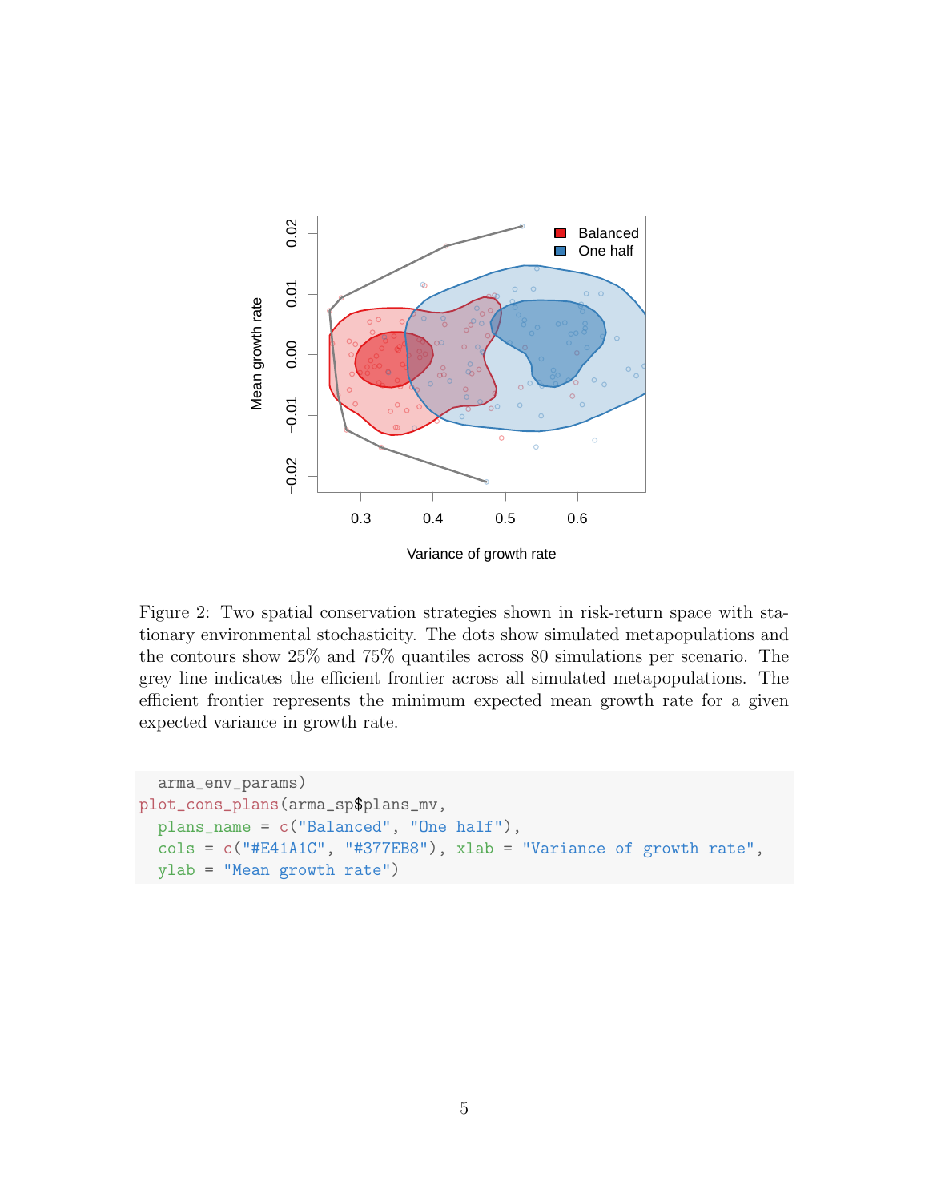Figure 2: Two spatial conservation strategies shown in risk-return space with stationary environmental stochasticity. The dots show simulated metapopulations and the contours show 25% and 75% quantiles across 80 simulations per scenario. The grey line indicates the efficient frontier across all simulated metapopulations. The efficient frontier represents the minimum expected mean growth rate for a given expected variance in growth rate.

```
  arma_env_params)
plot_cons_plans(arma_sp$plans_mv,
  plans_name = c("Balanced", "One half"),
  cols = c("#E41A1C", "#377EB8"), xlab = "Variance of growth rate",
  ylab = "Mean growth rate")
```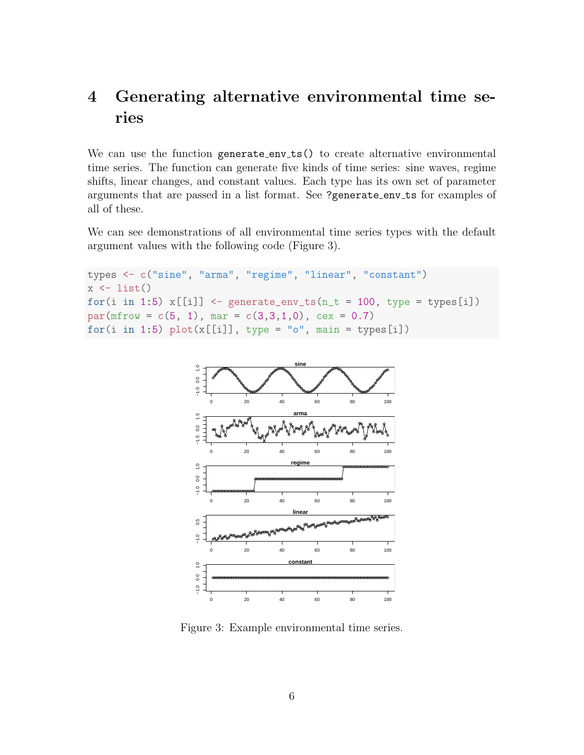# 4 Generating alternative environmental time series

We can use the function `generate_env_ts()` to create alternative environmental time series. The function can generate five kinds of time series: sine waves, regime shifts, linear changes, and constant values. Each type has its own set of parameter arguments that are passed in a list format. See `?generate_env_ts` for examples of all of these.

We can see demonstrations of all environmental time series types with the default argument values with the following code (Figure 3).

```
types <- c("sine", "arma", "regime", "linear", "constant")
x <- list()
for(i in 1:5) x[[i]] <- generate_env_ts(n_t = 100, type = types[i])
par(mfrow = c(5, 1), mar = c(3,3,1,0), cex = 0.7)
for(i in 1:5) plot(x[[i]], type = "o", main = types[i])
```

Figure 3: Example environmental time series.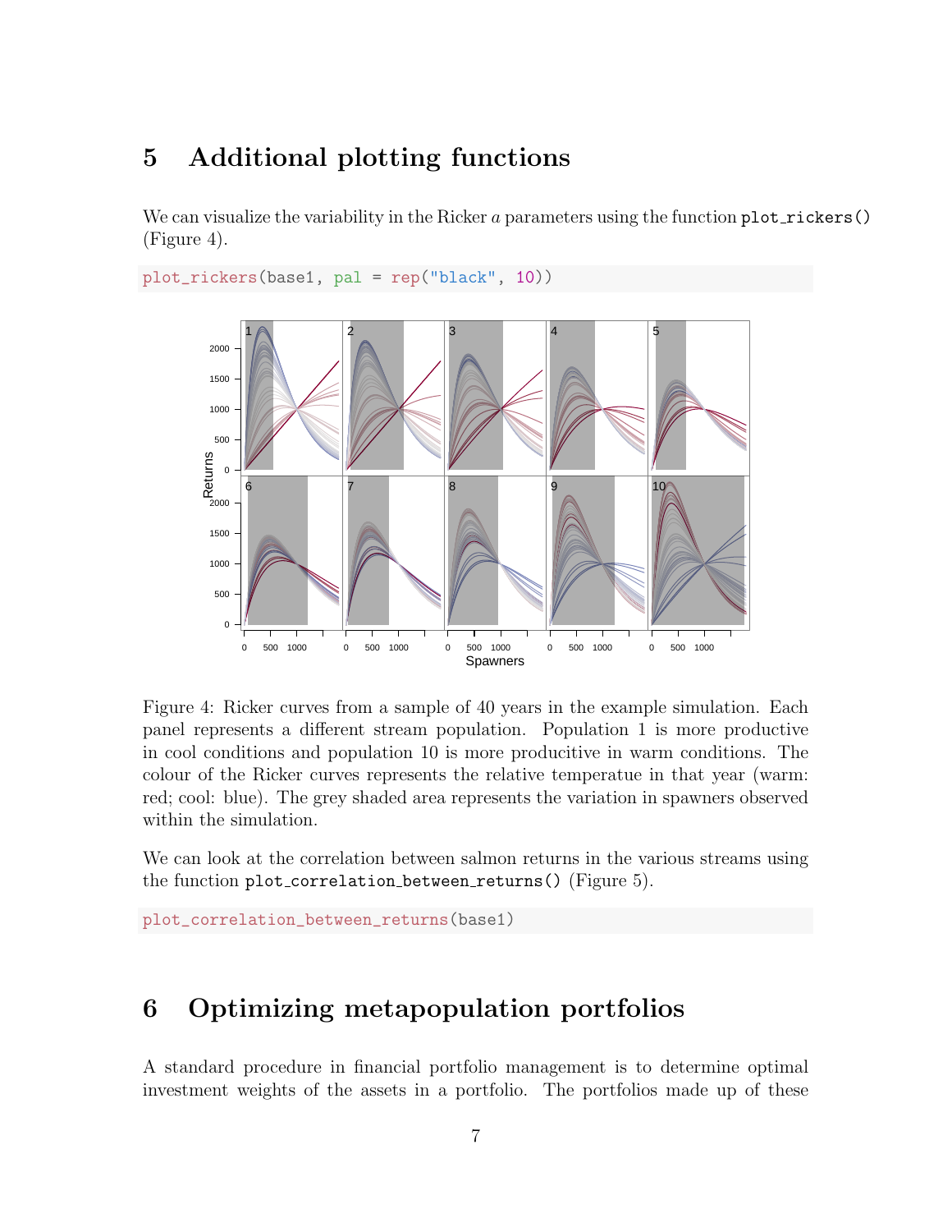## 5 Additional plotting functions

We can visualize the variability in the Ricker $a$ parameters using the function `plot_rickers()` (Figure 4).

```
plot_rickers(base1, pal = rep("black", 10))
```

Figure 4: Ricker curves from a sample of 40 years in the example simulation. Each panel represents a different stream population. Population 1 is more productive in cool conditions and population 10 is more producitive in warm conditions. The colour of the Ricker curves represents the relative temperatue in that year (warm: red; cool: blue). The grey shaded area represents the variation in spawners observed within the simulation.

We can look at the correlation between salmon returns in the various streams using the function `plot_correlation_between_returns()` (Figure 5).

```
plot_correlation_between_returns(base1)
```

## 6 Optimizing metapopulation portfolios

A standard procedure in financial portfolio management is to determine optimal investment weights of the assets in a portfolio. The portfolios made up of these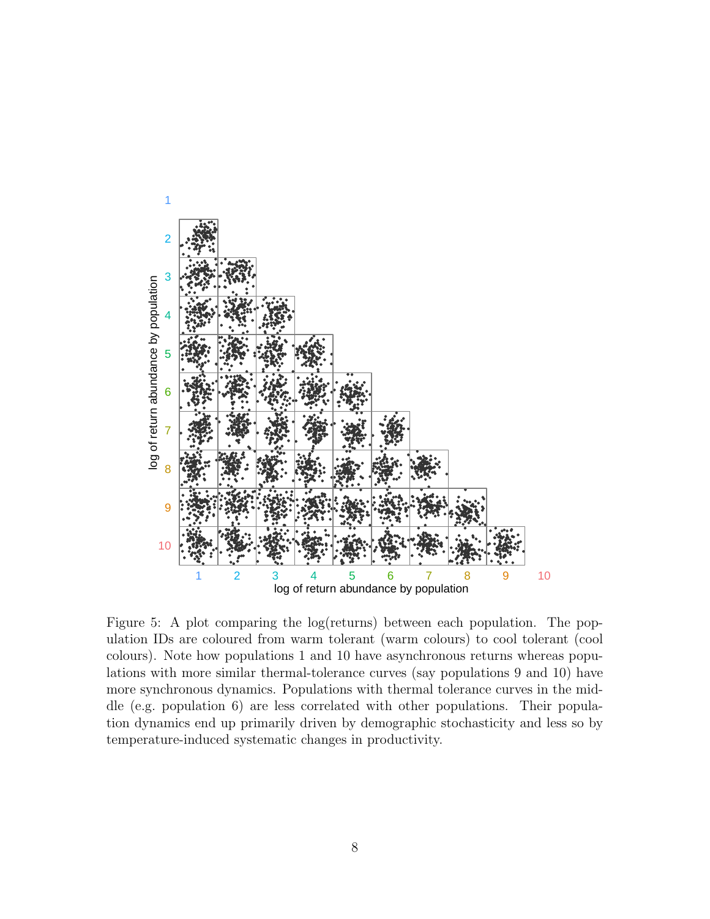Figure 5: A plot comparing the log(returns) between each population. The population IDs are coloured from warm tolerant (warm colours) to cool tolerant (cool colours). Note how populations 1 and 10 have asynchronous returns whereas populations with more similar thermal-tolerance curves (say populations 9 and 10) have more synchronous dynamics. Populations with thermal tolerance curves in the middle (e.g. population 6) are less correlated with other populations. Their population dynamics end up primarily driven by demographic stochasticity and less so by temperature-induced systematic changes in productivity.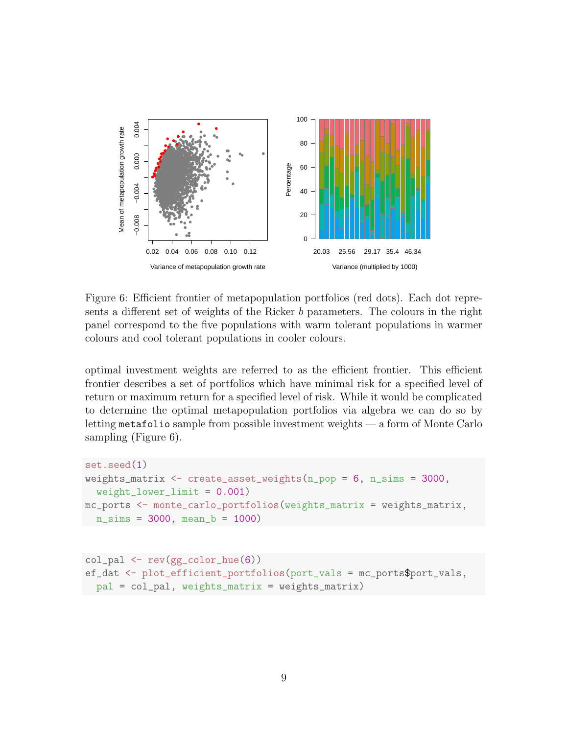Mean of metapopulation growth rate
0.004
0.000
−0.004
−0.008
0.02 0.04 0.06 0.08 0.10 0.12
Variance of metapopulation growth rate

Percentage
100
80
60
40
20
0
20.03 25.56 29.17 35.4 46.34
Variance (multiplied by 1000)

Figure 6: Efficient frontier of metapopulation portfolios (red dots). Each dot represents a different set of weights of the Ricker $b$ parameters. The colours in the right panel correspond to the five populations with warm tolerant populations in warmer colours and cool tolerant populations in cooler colours.

optimal investment weights are referred to as the efficient frontier. This efficient frontier describes a set of portfolios which have minimal risk for a specified level of return or maximum return for a specified level of risk. While it would be complicated to determine the optimal metapopulation portfolios via algebra we can do so by letting `metafolio` sample from possible investment weights — a form of Monte Carlo sampling (Figure 6).

```
set.seed(1)
weights_matrix <- create_asset_weights(n_pop = 6, n_sims = 3000,
  weight_lower_limit = 0.001)
mc_ports <- monte_carlo_portfolios(weights_matrix = weights_matrix,
  n_sims = 3000, mean_b = 1000)
```

```
col_pal <- rev(gg_color_hue(6))
ef_dat <- plot_efficient_portfolios(port_vals = mc_ports$port_vals,
  pal = col_pal, weights_matrix = weights_matrix)
```